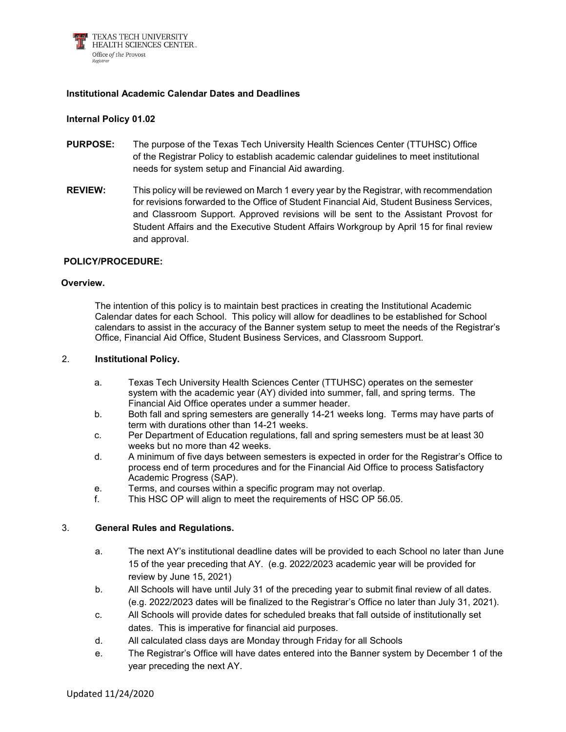TEXAS TECH UNIVERSITY HEALTH SCIENCES CENTER.
Office of the Provost
Registrar

**Institutional Academic Calendar Dates and Deadlines**

**Internal Policy 01.02**

**PURPOSE:** The purpose of the Texas Tech University Health Sciences Center (TTUHSC) Office of the Registrar Policy to establish academic calendar guidelines to meet institutional needs for system setup and Financial Aid awarding.

**REVIEW:** This policy will be reviewed on March 1 every year by the Registrar, with recommendation for revisions forwarded to the Office of Student Financial Aid, Student Business Services, and Classroom Support. Approved revisions will be sent to the Assistant Provost for Student Affairs and the Executive Student Affairs Workgroup by April 15 for final review and approval.

**POLICY/PROCEDURE:**

**Overview.**

The intention of this policy is to maintain best practices in creating the Institutional Academic Calendar dates for each School. This policy will allow for deadlines to be established for School calendars to assist in the accuracy of the Banner system setup to meet the needs of the Registrar's Office, Financial Aid Office, Student Business Services, and Classroom Support.

2. **Institutional Policy.**

   a. Texas Tech University Health Sciences Center (TTUHSC) operates on the semester system with the academic year (AY) divided into summer, fall, and spring terms. The Financial Aid Office operates under a summer header.

   b. Both fall and spring semesters are generally 14-21 weeks long. Terms may have parts of term with durations other than 14-21 weeks.

   c. Per Department of Education regulations, fall and spring semesters must be at least 30 weeks but no more than 42 weeks.

   d. A minimum of five days between semesters is expected in order for the Registrar's Office to process end of term procedures and for the Financial Aid Office to process Satisfactory Academic Progress (SAP).

   e. Terms, and courses within a specific program may not overlap.

   f. This HSC OP will align to meet the requirements of HSC OP 56.05.

3. **General Rules and Regulations.**

   a. The next AY's institutional deadline dates will be provided to each School no later than June 15 of the year preceding that AY. (e.g. 2022/2023 academic year will be provided for review by June 15, 2021)

   b. All Schools will have until July 31 of the preceding year to submit final review of all dates. (e.g. 2022/2023 dates will be finalized to the Registrar's Office no later than July 31, 2021).

   c. All Schools will provide dates for scheduled breaks that fall outside of institutionally set dates. This is imperative for financial aid purposes.

   d. All calculated class days are Monday through Friday for all Schools

   e. The Registrar's Office will have dates entered into the Banner system by December 1 of the year preceding the next AY.

Updated 11/24/2020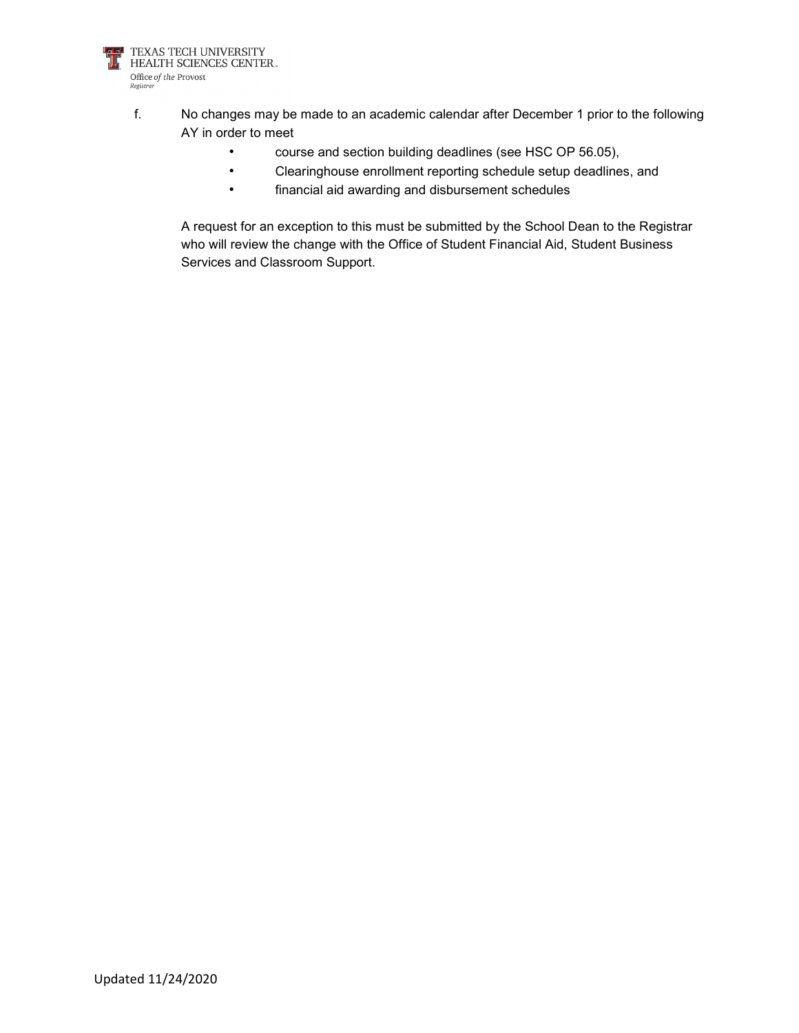f. No changes may be made to an academic calendar after December 1 prior to the following AY in order to meet

- course and section building deadlines (see HSC OP 56.05),
- Clearinghouse enrollment reporting schedule setup deadlines, and
- financial aid awarding and disbursement schedules

A request for an exception to this must be submitted by the School Dean to the Registrar who will review the change with the Office of Student Financial Aid, Student Business Services and Classroom Support.